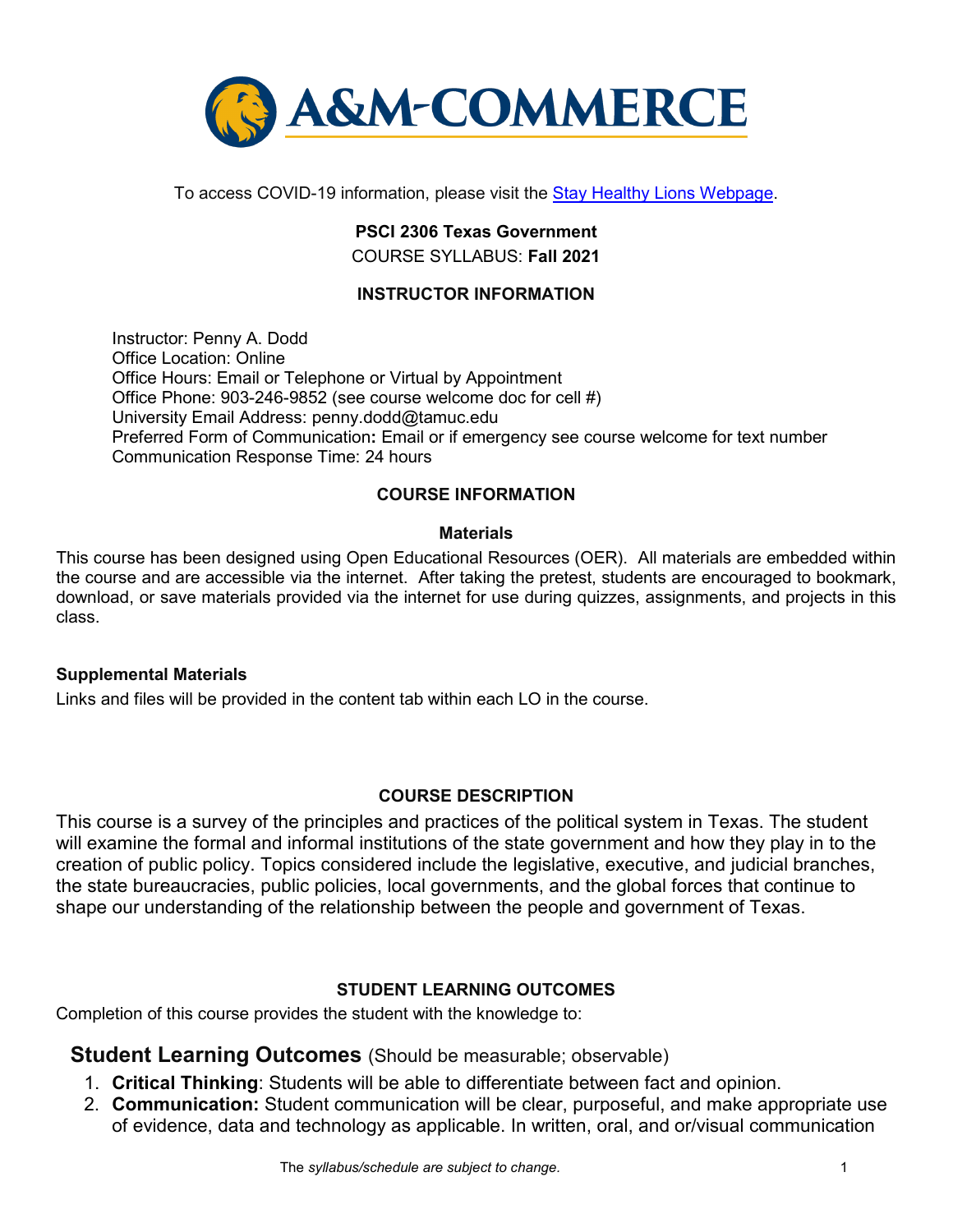A&M-COMMERCE

To access COVID-19 information, please visit the Stay Healthy Lions Webpage.

**PSCI 2306 Texas Government**

COURSE SYLLABUS: **Fall 2021**

## INSTRUCTOR INFORMATION

Instructor: Penny A. Dodd
Office Location: Online
Office Hours: Email or Telephone or Virtual by Appointment
Office Phone: 903-246-9852 (see course welcome doc for cell #)
University Email Address: penny.dodd@tamuc.edu
Preferred Form of Communication**:** Email or if emergency see course welcome for text number
Communication Response Time: 24 hours

## COURSE INFORMATION

### Materials

This course has been designed using Open Educational Resources (OER). All materials are embedded within the course and are accessible via the internet. After taking the pretest, students are encouraged to bookmark, download, or save materials provided via the internet for use during quizzes, assignments, and projects in this class.

### Supplemental Materials

Links and files will be provided in the content tab within each LO in the course.

## COURSE DESCRIPTION

This course is a survey of the principles and practices of the political system in Texas. The student will examine the formal and informal institutions of the state government and how they play in to the creation of public policy. Topics considered include the legislative, executive, and judicial branches, the state bureaucracies, public policies, local governments, and the global forces that continue to shape our understanding of the relationship between the people and government of Texas.

## STUDENT LEARNING OUTCOMES

Completion of this course provides the student with the knowledge to:

### Student Learning Outcomes (Should be measurable; observable)

1. **Critical Thinking**: Students will be able to differentiate between fact and opinion.
2. **Communication:** Student communication will be clear, purposeful, and make appropriate use of evidence, data and technology as applicable. In written, oral, and or/visual communication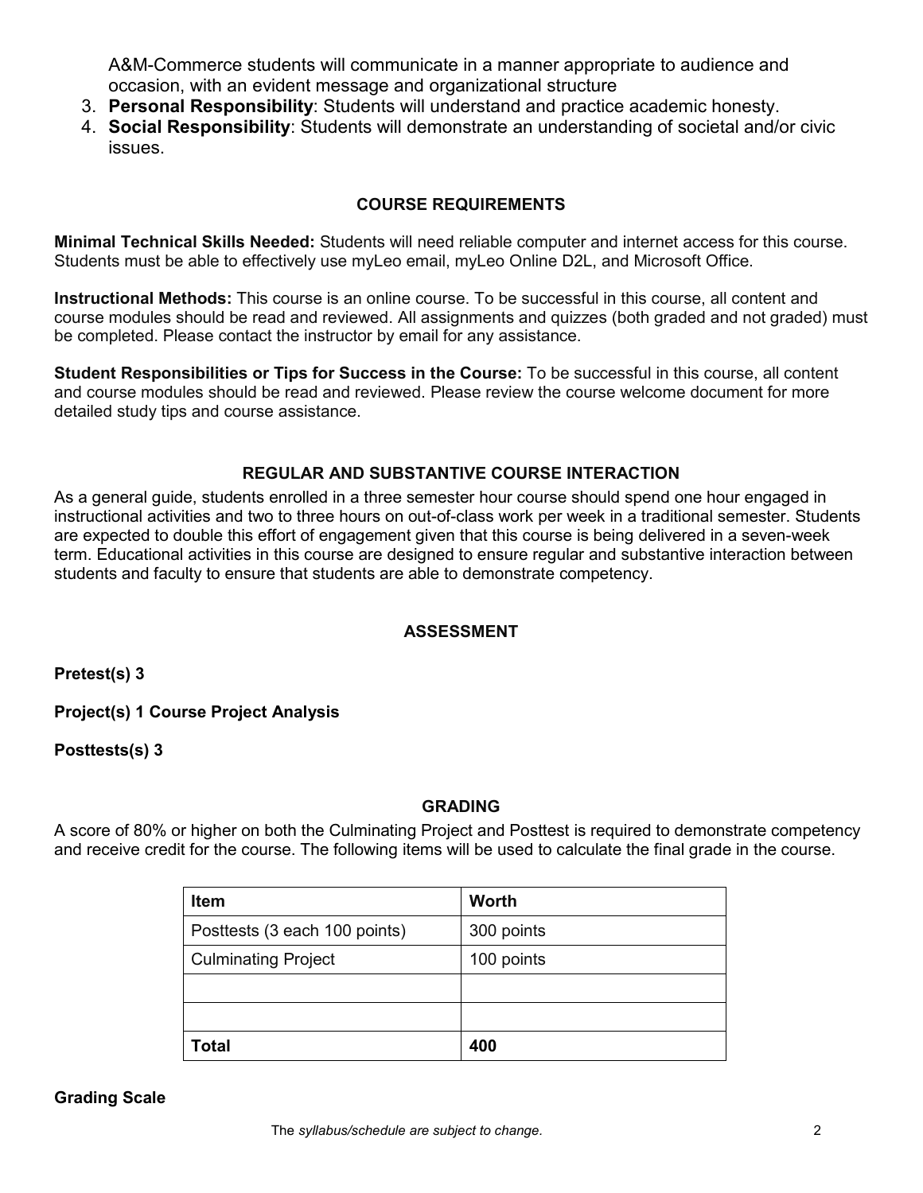A&M-Commerce students will communicate in a manner appropriate to audience and occasion, with an evident message and organizational structure

3. **Personal Responsibility**: Students will understand and practice academic honesty.
4. **Social Responsibility**: Students will demonstrate an understanding of societal and/or civic issues.

## COURSE REQUIREMENTS

**Minimal Technical Skills Needed:** Students will need reliable computer and internet access for this course. Students must be able to effectively use myLeo email, myLeo Online D2L, and Microsoft Office.

**Instructional Methods:** This course is an online course. To be successful in this course, all content and course modules should be read and reviewed. All assignments and quizzes (both graded and not graded) must be completed. Please contact the instructor by email for any assistance.

**Student Responsibilities or Tips for Success in the Course:** To be successful in this course, all content and course modules should be read and reviewed. Please review the course welcome document for more detailed study tips and course assistance.

## REGULAR AND SUBSTANTIVE COURSE INTERACTION

As a general guide, students enrolled in a three semester hour course should spend one hour engaged in instructional activities and two to three hours on out-of-class work per week in a traditional semester. Students are expected to double this effort of engagement given that this course is being delivered in a seven-week term. Educational activities in this course are designed to ensure regular and substantive interaction between students and faculty to ensure that students are able to demonstrate competency.

## ASSESSMENT

**Pretest(s) 3**

**Project(s) 1 Course Project Analysis**

**Posttests(s) 3**

## GRADING

A score of 80% or higher on both the Culminating Project and Posttest is required to demonstrate competency and receive credit for the course. The following items will be used to calculate the final grade in the course.

| Item | Worth |
|---|---|
| Posttests (3 each 100 points) | 300 points |
| Culminating Project | 100 points |
| | |
| | |
| **Total** | **400** |

**Grading Scale**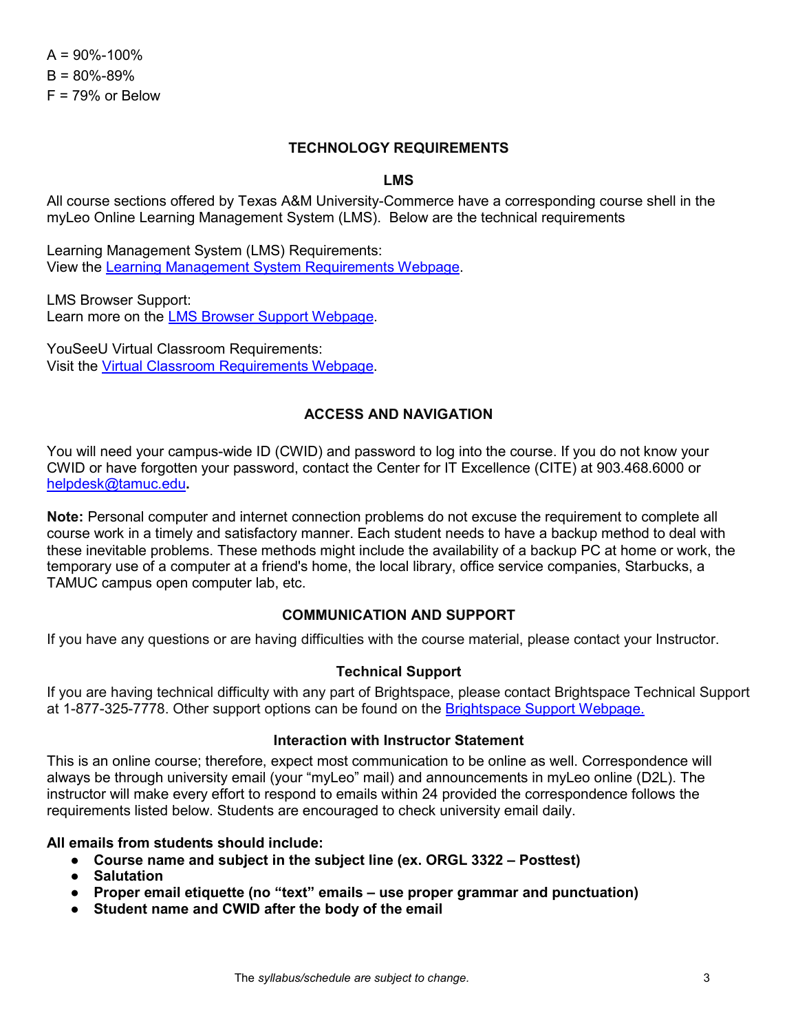A = 90%-100%

B = 80%-89%

F = 79% or Below

## TECHNOLOGY REQUIREMENTS

### LMS

All course sections offered by Texas A&M University-Commerce have a corresponding course shell in the myLeo Online Learning Management System (LMS). Below are the technical requirements

Learning Management System (LMS) Requirements:
View the Learning Management System Requirements Webpage.

LMS Browser Support:
Learn more on the LMS Browser Support Webpage.

YouSeeU Virtual Classroom Requirements:
Visit the Virtual Classroom Requirements Webpage.

## ACCESS AND NAVIGATION

You will need your campus-wide ID (CWID) and password to log into the course. If you do not know your CWID or have forgotten your password, contact the Center for IT Excellence (CITE) at 903.468.6000 or helpdesk@tamuc.edu**.**

**Note:** Personal computer and internet connection problems do not excuse the requirement to complete all course work in a timely and satisfactory manner. Each student needs to have a backup method to deal with these inevitable problems. These methods might include the availability of a backup PC at home or work, the temporary use of a computer at a friend's home, the local library, office service companies, Starbucks, a TAMUC campus open computer lab, etc.

## COMMUNICATION AND SUPPORT

If you have any questions or are having difficulties with the course material, please contact your Instructor.

### Technical Support

If you are having technical difficulty with any part of Brightspace, please contact Brightspace Technical Support at 1-877-325-7778. Other support options can be found on the Brightspace Support Webpage.

### Interaction with Instructor Statement

This is an online course; therefore, expect most communication to be online as well. Correspondence will always be through university email (your "myLeo" mail) and announcements in myLeo online (D2L). The instructor will make every effort to respond to emails within 24 provided the correspondence follows the requirements listed below. Students are encouraged to check university email daily.

**All emails from students should include:**

- **Course name and subject in the subject line (ex. ORGL 3322 – Posttest)**
- **Salutation**
- **Proper email etiquette (no "text" emails – use proper grammar and punctuation)**
- **Student name and CWID after the body of the email**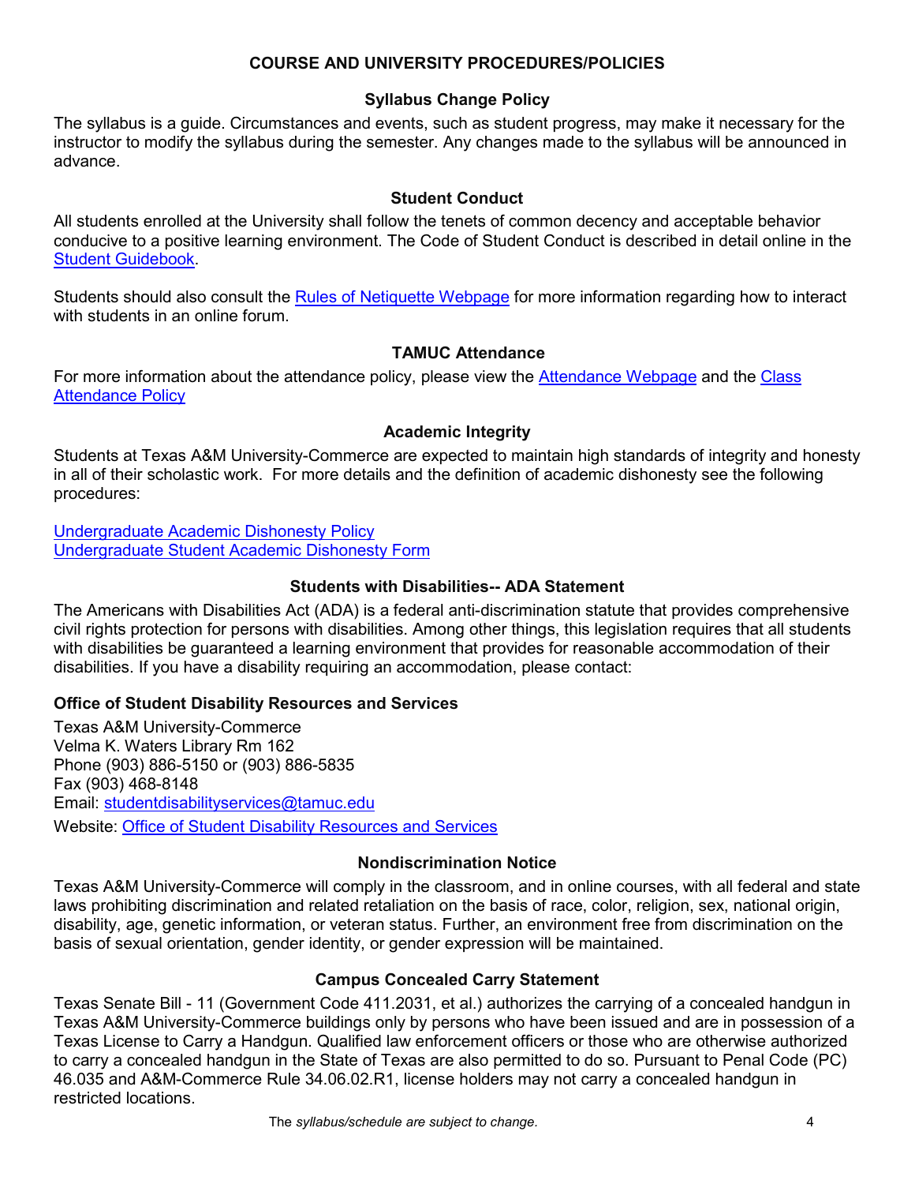## COURSE AND UNIVERSITY PROCEDURES/POLICIES

### Syllabus Change Policy

The syllabus is a guide. Circumstances and events, such as student progress, may make it necessary for the instructor to modify the syllabus during the semester. Any changes made to the syllabus will be announced in advance.

### Student Conduct

All students enrolled at the University shall follow the tenets of common decency and acceptable behavior conducive to a positive learning environment. The Code of Student Conduct is described in detail online in the Student Guidebook.

Students should also consult the Rules of Netiquette Webpage for more information regarding how to interact with students in an online forum.

### TAMUC Attendance

For more information about the attendance policy, please view the Attendance Webpage and the Class Attendance Policy

### Academic Integrity

Students at Texas A&M University-Commerce are expected to maintain high standards of integrity and honesty in all of their scholastic work. For more details and the definition of academic dishonesty see the following procedures:

Undergraduate Academic Dishonesty Policy
Undergraduate Student Academic Dishonesty Form

### Students with Disabilities-- ADA Statement

The Americans with Disabilities Act (ADA) is a federal anti-discrimination statute that provides comprehensive civil rights protection for persons with disabilities. Among other things, this legislation requires that all students with disabilities be guaranteed a learning environment that provides for reasonable accommodation of their disabilities. If you have a disability requiring an accommodation, please contact:

**Office of Student Disability Resources and Services**

Texas A&M University-Commerce
Velma K. Waters Library Rm 162
Phone (903) 886-5150 or (903) 886-5835
Fax (903) 468-8148
Email: studentdisabilityservices@tamuc.edu
Website: Office of Student Disability Resources and Services

### Nondiscrimination Notice

Texas A&M University-Commerce will comply in the classroom, and in online courses, with all federal and state laws prohibiting discrimination and related retaliation on the basis of race, color, religion, sex, national origin, disability, age, genetic information, or veteran status. Further, an environment free from discrimination on the basis of sexual orientation, gender identity, or gender expression will be maintained.

### Campus Concealed Carry Statement

Texas Senate Bill - 11 (Government Code 411.2031, et al.) authorizes the carrying of a concealed handgun in Texas A&M University-Commerce buildings only by persons who have been issued and are in possession of a Texas License to Carry a Handgun. Qualified law enforcement officers or those who are otherwise authorized to carry a concealed handgun in the State of Texas are also permitted to do so. Pursuant to Penal Code (PC) 46.035 and A&M-Commerce Rule 34.06.02.R1, license holders may not carry a concealed handgun in restricted locations.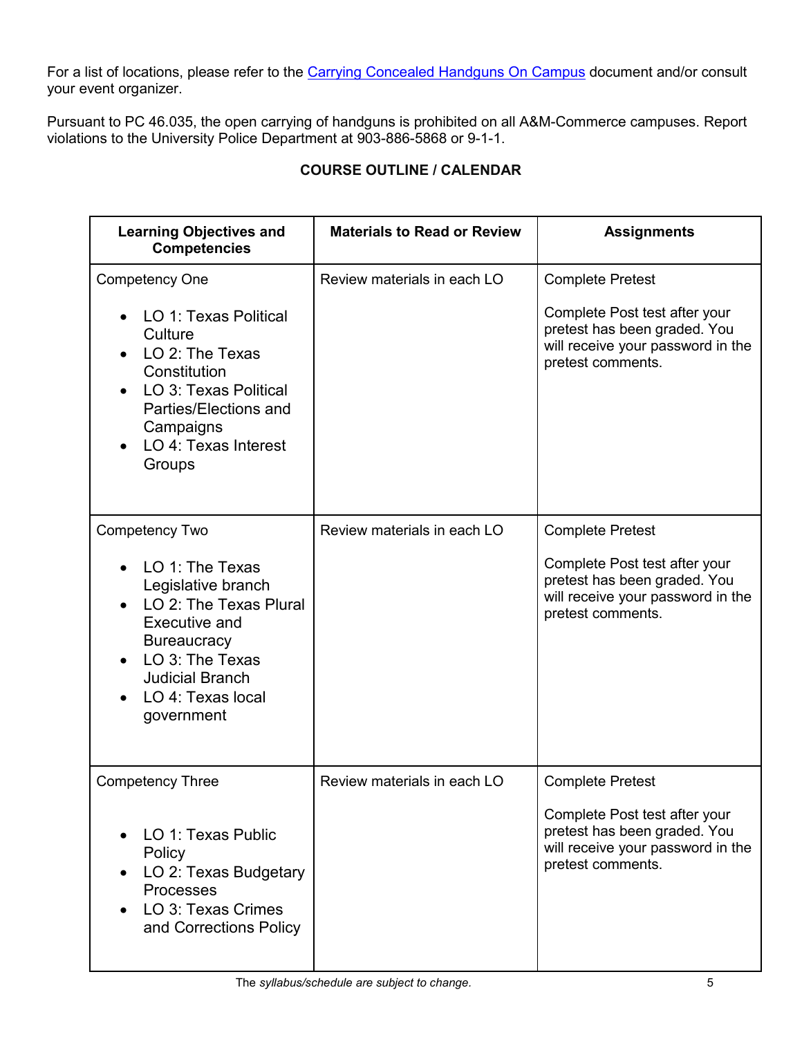For a list of locations, please refer to the [Carrying Concealed Handguns On Campus] document and/or consult your event organizer.

Pursuant to PC 46.035, the open carrying of handguns is prohibited on all A&M-Commerce campuses. Report violations to the University Police Department at 903-886-5868 or 9-1-1.

**COURSE OUTLINE / CALENDAR**

| Learning Objectives and Competencies | Materials to Read or Review | Assignments |
|---|---|---|
| Competency One<br><br>• LO 1: Texas Political Culture<br>• LO 2: The Texas Constitution<br>• LO 3: Texas Political Parties/Elections and Campaigns<br>• LO 4: Texas Interest Groups | Review materials in each LO | Complete Pretest<br><br>Complete Post test after your pretest has been graded. You will receive your password in the pretest comments. |
| Competency Two<br><br>• LO 1: The Texas Legislative branch<br>• LO 2: The Texas Plural Executive and Bureaucracy<br>• LO 3: The Texas Judicial Branch<br>• LO 4: Texas local government | Review materials in each LO | Complete Pretest<br><br>Complete Post test after your pretest has been graded. You will receive your password in the pretest comments. |
| Competency Three<br><br>• LO 1: Texas Public Policy<br>• LO 2: Texas Budgetary Processes<br>• LO 3: Texas Crimes and Corrections Policy | Review materials in each LO | Complete Pretest<br><br>Complete Post test after your pretest has been graded. You will receive your password in the pretest comments. |

The *syllabus/schedule are subject to change.*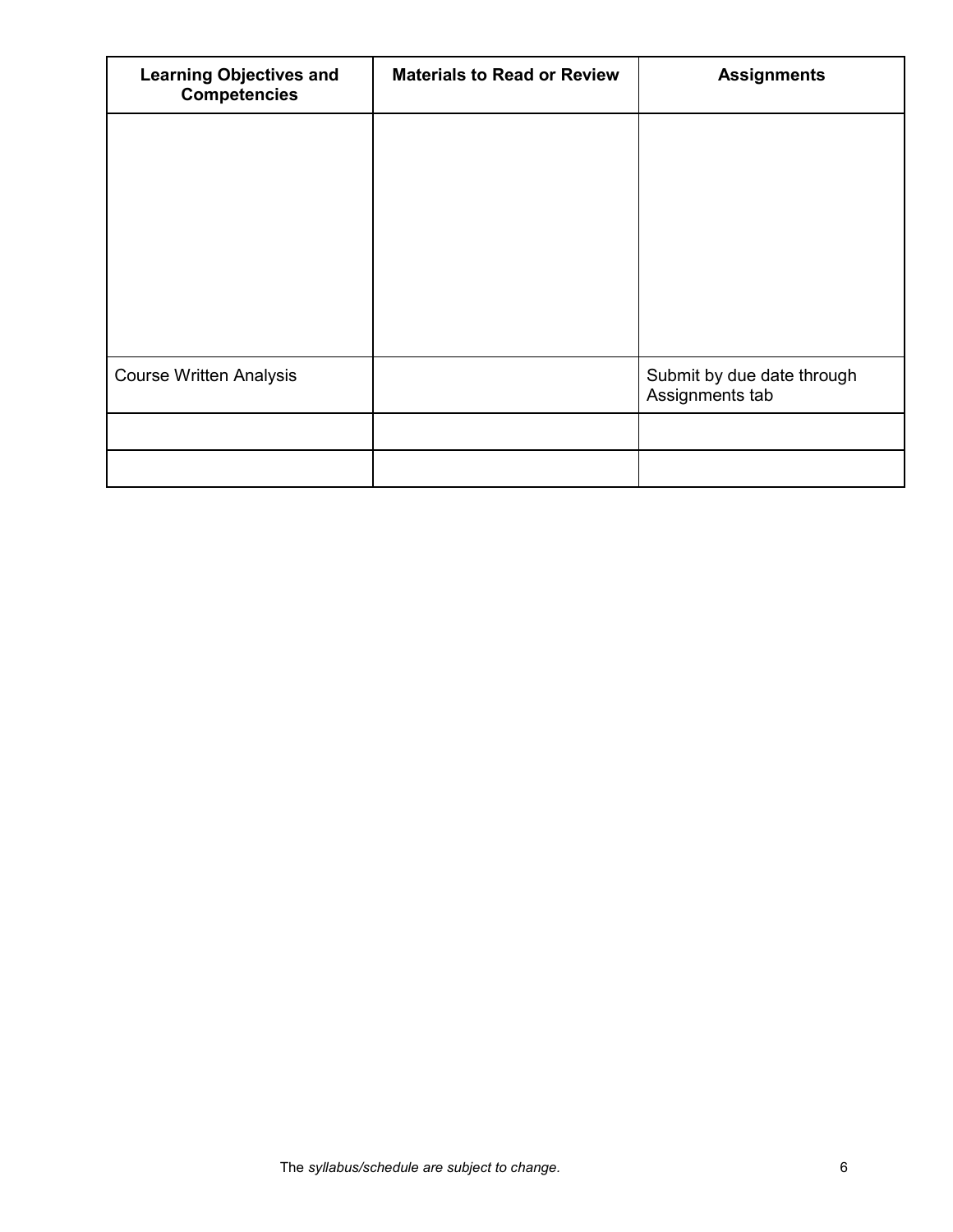| Learning Objectives and Competencies | Materials to Read or Review | Assignments |
|---|---|---|
| | | |
| Course Written Analysis | | Submit by due date through Assignments tab |
| | | |
| | | |

The *syllabus/schedule are subject to change.*